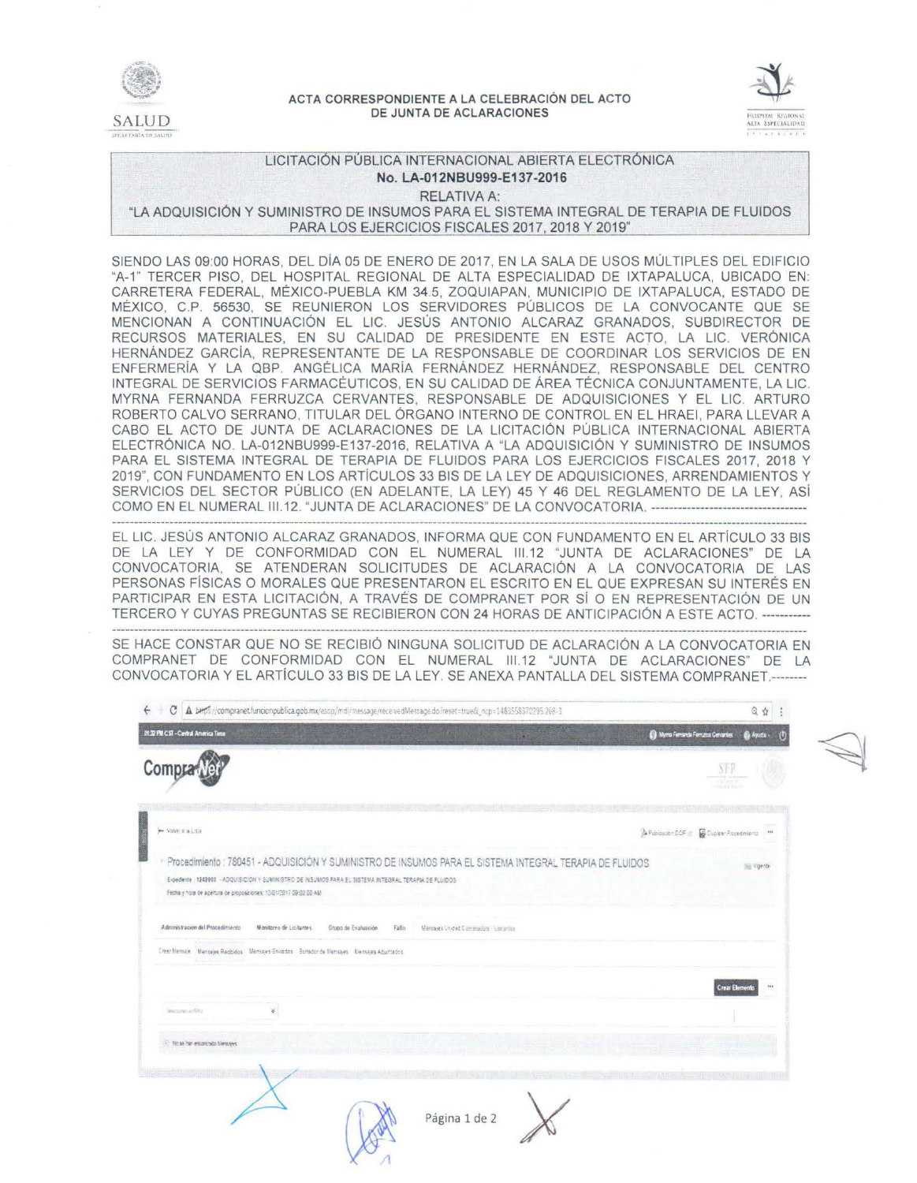SALUD
SECRETARÍA DE SALUD

**ACTA CORRESPONDIENTE A LA CELEBRACIÓN DEL ACTO DE JUNTA DE ACLARACIONES**

HOSPITAL REGIONAL ALTA ESPECIALIDAD IXTAPALUCA

LICITACIÓN PÚBLICA INTERNACIONAL ABIERTA ELECTRÓNICA
**No. LA-012NBU999-E137-2016**
RELATIVA A:
"LA ADQUISICIÓN Y SUMINISTRO DE INSUMOS PARA EL SISTEMA INTEGRAL DE TERAPIA DE FLUIDOS PARA LOS EJERCICIOS FISCALES 2017, 2018 Y 2019"

SIENDO LAS 09:00 HORAS, DEL DÍA 05 DE ENERO DE 2017, EN LA SALA DE USOS MÚLTIPLES DEL EDIFICIO "A-1" TERCER PISO, DEL HOSPITAL REGIONAL DE ALTA ESPECIALIDAD DE IXTAPALUCA, UBICADO EN: CARRETERA FEDERAL, MÉXICO-PUEBLA KM 34.5, ZOQUIAPAN, MUNICIPIO DE IXTAPALUCA, ESTADO DE MÉXICO, C.P. 56530, SE REUNIERON LOS SERVIDORES PÚBLICOS DE LA CONVOCANTE QUE SE MENCIONAN A CONTINUACIÓN EL LIC. JESÚS ANTONIO ALCARAZ GRANADOS, SUBDIRECTOR DE RECURSOS MATERIALES, EN SU CALIDAD DE PRESIDENTE EN ESTE ACTO, LA LIC. VERÓNICA HERNÁNDEZ GARCÍA, REPRESENTANTE DE LA RESPONSABLE DE COORDINAR LOS SERVICIOS DE EN ENFERMERÍA Y LA QBP. ANGÉLICA MARÍA FERNÁNDEZ HERNÁNDEZ, RESPONSABLE DEL CENTRO INTEGRAL DE SERVICIOS FARMACÉUTICOS, EN SU CALIDAD DE ÁREA TÉCNICA CONJUNTAMENTE, LA LIC. MYRNA FERNANDA FERRUZCA CERVANTES, RESPONSABLE DE ADQUISICIONES Y EL LIC. ARTURO ROBERTO CALVO SERRANO, TITULAR DEL ÓRGANO INTERNO DE CONTROL EN EL HRAEI, PARA LLEVAR A CABO EL ACTO DE JUNTA DE ACLARACIONES DE LA LICITACIÓN PÚBLICA INTERNACIONAL ABIERTA ELECTRÓNICA NO. LA-012NBU999-E137-2016, RELATIVA A "LA ADQUISICIÓN Y SUMINISTRO DE INSUMOS PARA EL SISTEMA INTEGRAL DE TERAPIA DE FLUIDOS PARA LOS EJERCICIOS FISCALES 2017, 2018 Y 2019", CON FUNDAMENTO EN LOS ARTÍCULOS 33 BIS DE LA LEY DE ADQUISICIONES, ARRENDAMIENTOS Y SERVICIOS DEL SECTOR PÚBLICO (EN ADELANTE, LA LEY) 45 Y 46 DEL REGLAMENTO DE LA LEY, ASÍ COMO EN EL NUMERAL III.12. "JUNTA DE ACLARACIONES" DE LA CONVOCATORIA. ----------------------------------

EL LIC. JESÚS ANTONIO ALCARAZ GRANADOS, INFORMA QUE CON FUNDAMENTO EN EL ARTÍCULO 33 BIS DE LA LEY Y DE CONFORMIDAD CON EL NUMERAL III.12 "JUNTA DE ACLARACIONES" DE LA CONVOCATORIA, SE ATENDERAN SOLICITUDES DE ACLARACIÓN A LA CONVOCATORIA DE LAS PERSONAS FÍSICAS O MORALES QUE PRESENTARON EL ESCRITO EN EL QUE EXPRESAN SU INTERÉS EN PARTICIPAR EN ESTA LICITACIÓN, A TRAVÉS DE COMPRANET POR SÍ O EN REPRESENTACIÓN DE UN TERCERO Y CUYAS PREGUNTAS SE RECIBIERON CON 24 HORAS DE ANTICIPACIÓN A ESTE ACTO. -----------

SE HACE CONSTAR QUE NO SE RECIBIÓ NINGUNA SOLICITUD DE ACLARACIÓN A LA CONVOCATORIA EN COMPRANET DE CONFORMIDAD CON EL NUMERAL III.12 "JUNTA DE ACLARACIONES" DE LA CONVOCATORIA Y EL ARTÍCULO 33 BIS DE LA LEY. SE ANEXA PANTALLA DEL SISTEMA COMPRANET.--------

https://compranet.funcionpublica.gob.mx/esop/.../message/receivedMessage.do?reset=true&_ncp=1483558370295.268-3

CompraNet

Volver a la Lista

Procedimiento : 780451 - ADQUISICIÓN Y SUMINISTRO DE INSUMOS PARA EL SISTEMA INTEGRAL TERAPIA DE FLUIDOS

Expediente : 1242903 - ADQUISICION Y SUMINISTRO DE INSUMOS PARA EL SISTEMA INTEGRAL TERAPIA DE FLUIDOS

Fecha y hora de apertura de proposiciones: 13/01/2017 09:00:00 AM

Administracion del Procedimiento | Monitoreo de Licitantes | Grupo de Evaluación | Fallo | Mensajes Unidad Compradora / Licitantes

Crear Mensaje | Mensajes Recibidos | Mensajes Enviados | Borrador de Mensajes | Mensajes Adjuntados

Crear Elemento

No se han encontrado Mensajes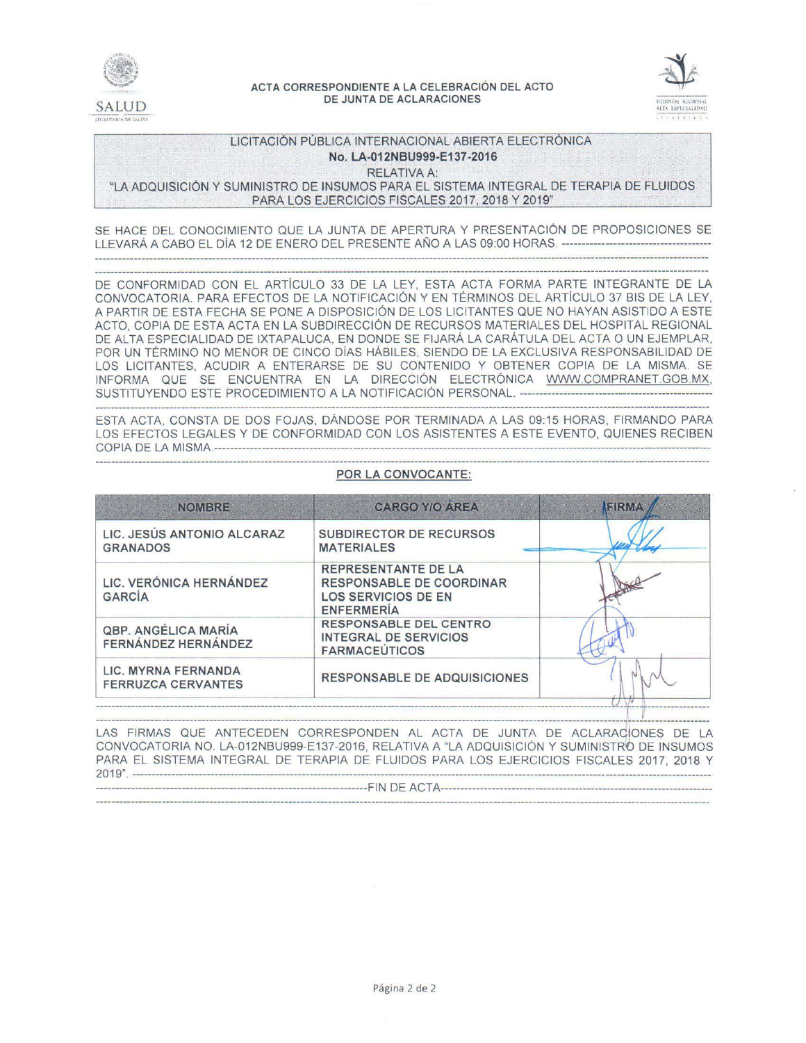ACTA CORRESPONDIENTE A LA CELEBRACIÓN DEL ACTO DE JUNTA DE ACLARACIONES

LICITACIÓN PÚBLICA INTERNACIONAL ABIERTA ELECTRÓNICA
**No. LA-012NBU999-E137-2016**
RELATIVA A:
"LA ADQUISICIÓN Y SUMINISTRO DE INSUMOS PARA EL SISTEMA INTEGRAL DE TERAPIA DE FLUIDOS PARA LOS EJERCICIOS FISCALES 2017, 2018 Y 2019"

SE HACE DEL CONOCIMIENTO QUE LA JUNTA DE APERTURA Y PRESENTACIÓN DE PROPOSICIONES SE LLEVARÁ A CABO EL DÍA 12 DE ENERO DEL PRESENTE AÑO A LAS 09:00 HORAS. ------------------------------------

DE CONFORMIDAD CON EL ARTÍCULO 33 DE LA LEY, ESTA ACTA FORMA PARTE INTEGRANTE DE LA CONVOCATORIA. PARA EFECTOS DE LA NOTIFICACIÓN Y EN TÉRMINOS DEL ARTÍCULO 37 BIS DE LA LEY, A PARTIR DE ESTA FECHA SE PONE A DISPOSICIÓN DE LOS LICITANTES QUE NO HAYAN ASISTIDO A ESTE ACTO, COPIA DE ESTA ACTA EN LA SUBDIRECCIÓN DE RECURSOS MATERIALES DEL HOSPITAL REGIONAL DE ALTA ESPECIALIDAD DE IXTAPALUCA, EN DONDE SE FIJARÁ LA CARÁTULA DEL ACTA O UN EJEMPLAR, POR UN TÉRMINO NO MENOR DE CINCO DÍAS HÁBILES, SIENDO DE LA EXCLUSIVA RESPONSABILIDAD DE LOS LICITANTES, ACUDIR A ENTERARSE DE SU CONTENIDO Y OBTENER COPIA DE LA MISMA. SE INFORMA QUE SE ENCUENTRA EN LA DIRECCIÓN ELECTRÓNICA WWW.COMPRANET.GOB.MX, SUSTITUYENDO ESTE PROCEDIMIENTO A LA NOTIFICACIÓN PERSONAL. ------------------------------------

ESTA ACTA, CONSTA DE DOS FOJAS, DÁNDOSE POR TERMINADA A LAS 09:15 HORAS, FIRMANDO PARA LOS EFECTOS LEGALES Y DE CONFORMIDAD CON LOS ASISTENTES A ESTE EVENTO, QUIENES RECIBEN COPIA DE LA MISMA.------------------------------------

**POR LA CONVOCANTE:**

| NOMBRE | CARGO Y/O ÁREA | FIRMA |
|---|---|---|
| LIC. JESÚS ANTONIO ALCARAZ GRANADOS | SUBDIRECTOR DE RECURSOS MATERIALES | |
| LIC. VERÓNICA HERNÁNDEZ GARCÍA | REPRESENTANTE DE LA RESPONSABLE DE COORDINAR LOS SERVICIOS DE EN ENFERMERÍA | |
| QBP. ANGÉLICA MARÍA FERNÁNDEZ HERNÁNDEZ | RESPONSABLE DEL CENTRO INTEGRAL DE SERVICIOS FARMACÉUTICOS | |
| LIC. MYRNA FERNANDA FERRUZCA CERVANTES | RESPONSABLE DE ADQUISICIONES | |

LAS FIRMAS QUE ANTECEDEN CORRESPONDEN AL ACTA DE JUNTA DE ACLARACIONES DE LA CONVOCATORIA NO. LA-012NBU999-E137-2016, RELATIVA A "LA ADQUISICIÓN Y SUMINISTRO DE INSUMOS PARA EL SISTEMA INTEGRAL DE TERAPIA DE FLUIDOS PARA LOS EJERCICIOS FISCALES 2017, 2018 Y 2019". ------------------------------------

------------------------------------FIN DE ACTA------------------------------------